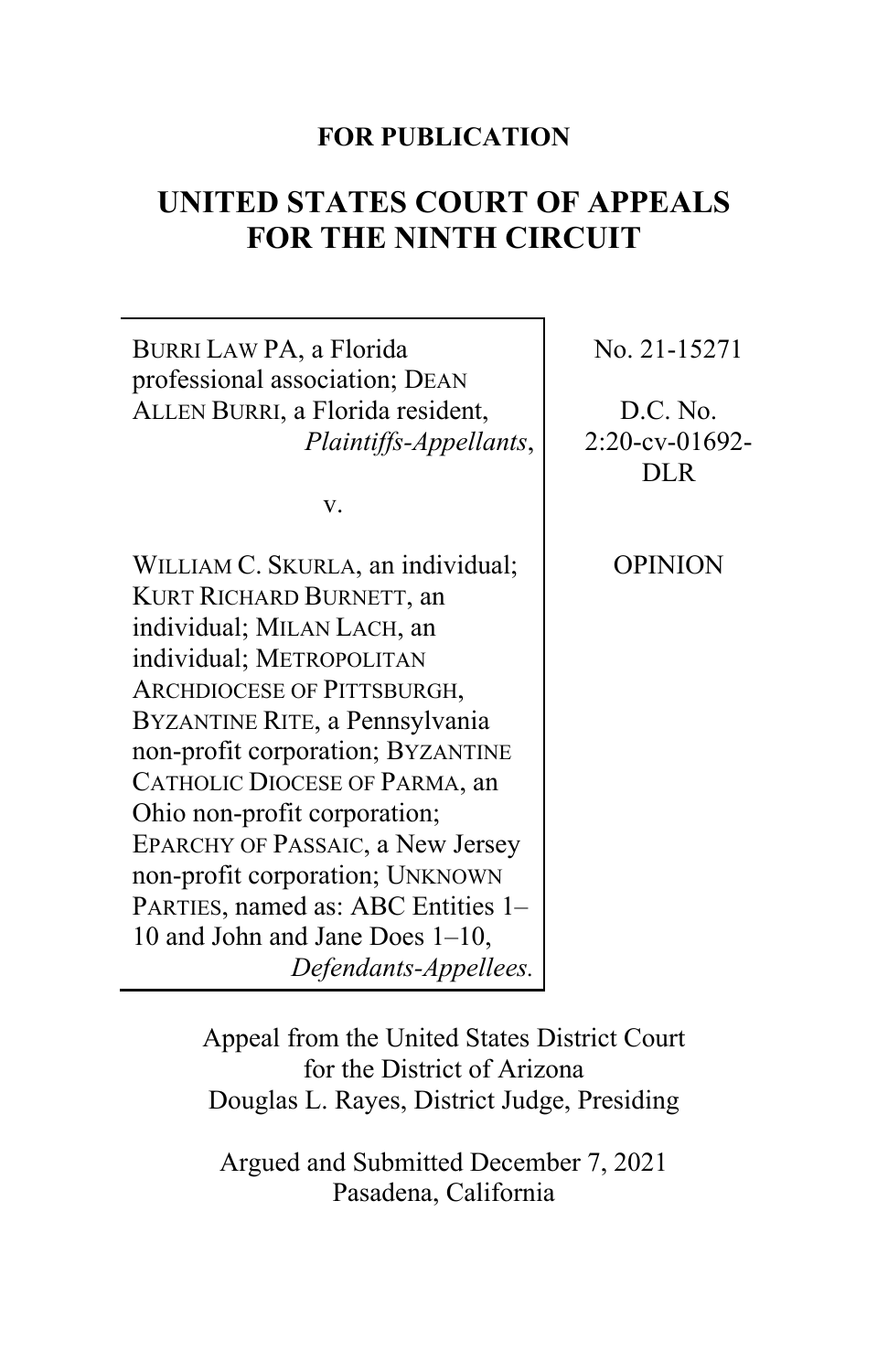**FOR PUBLICATION**

# UNITED STATES COURT OF APPEALS FOR THE NINTH CIRCUIT

| | |
|---|---|
| BURRI LAW PA, a Florida professional association; DEAN ALLEN BURRI, a Florida resident, *Plaintiffs-Appellants*, | No. 21-15271 |
| v. | D.C. No. 2:20-cv-01692-DLR |
| WILLIAM C. SKURLA, an individual; KURT RICHARD BURNETT, an individual; MILAN LACH, an individual; METROPOLITAN ARCHDIOCESE OF PITTSBURGH, BYZANTINE RITE, a Pennsylvania non-profit corporation; BYZANTINE CATHOLIC DIOCESE OF PARMA, an Ohio non-profit corporation; EPARCHY OF PASSAIC, a New Jersey non-profit corporation; UNKNOWN PARTIES, named as: ABC Entities 1–10 and John and Jane Does 1–10, *Defendants-Appellees.* | OPINION |

Appeal from the United States District Court for the District of Arizona
Douglas L. Rayes, District Judge, Presiding

Argued and Submitted December 7, 2021
Pasadena, California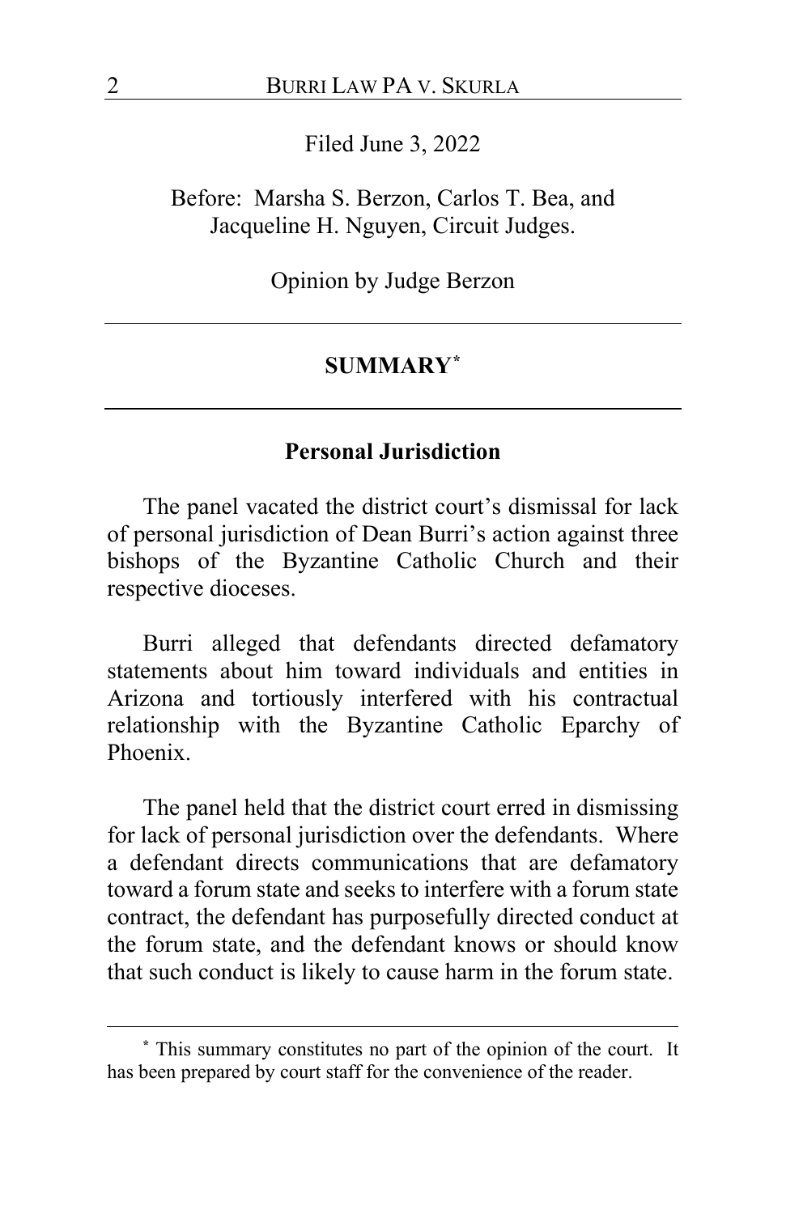Filed June 3, 2022

Before: Marsha S. Berzon, Carlos T. Bea, and Jacqueline H. Nguyen, Circuit Judges.

Opinion by Judge Berzon

## SUMMARY[*]

### Personal Jurisdiction

The panel vacated the district court's dismissal for lack of personal jurisdiction of Dean Burri's action against three bishops of the Byzantine Catholic Church and their respective dioceses.

Burri alleged that defendants directed defamatory statements about him toward individuals and entities in Arizona and tortiously interfered with his contractual relationship with the Byzantine Catholic Eparchy of Phoenix.

The panel held that the district court erred in dismissing for lack of personal jurisdiction over the defendants. Where a defendant directs communications that are defamatory toward a forum state and seeks to interfere with a forum state contract, the defendant has purposefully directed conduct at the forum state, and the defendant knows or should know that such conduct is likely to cause harm in the forum state.

---

[*] This summary constitutes no part of the opinion of the court. It has been prepared by court staff for the convenience of the reader.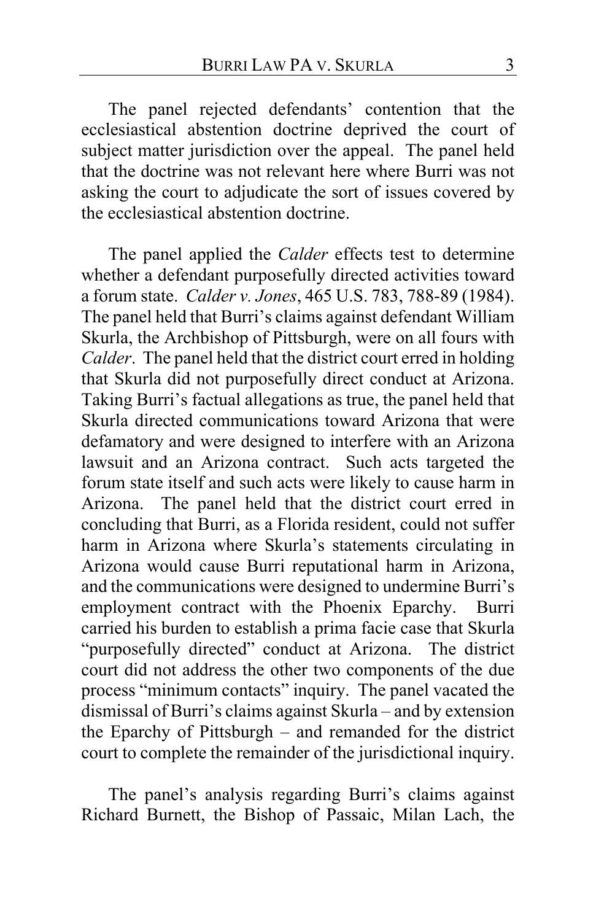The panel rejected defendants' contention that the ecclesiastical abstention doctrine deprived the court of subject matter jurisdiction over the appeal. The panel held that the doctrine was not relevant here where Burri was not asking the court to adjudicate the sort of issues covered by the ecclesiastical abstention doctrine.

The panel applied the *Calder* effects test to determine whether a defendant purposefully directed activities toward a forum state. *Calder v. Jones*, 465 U.S. 783, 788-89 (1984). The panel held that Burri's claims against defendant William Skurla, the Archbishop of Pittsburgh, were on all fours with *Calder*. The panel held that the district court erred in holding that Skurla did not purposefully direct conduct at Arizona. Taking Burri's factual allegations as true, the panel held that Skurla directed communications toward Arizona that were defamatory and were designed to interfere with an Arizona lawsuit and an Arizona contract. Such acts targeted the forum state itself and such acts were likely to cause harm in Arizona. The panel held that the district court erred in concluding that Burri, as a Florida resident, could not suffer harm in Arizona where Skurla's statements circulating in Arizona would cause Burri reputational harm in Arizona, and the communications were designed to undermine Burri's employment contract with the Phoenix Eparchy. Burri carried his burden to establish a prima facie case that Skurla "purposefully directed" conduct at Arizona. The district court did not address the other two components of the due process "minimum contacts" inquiry. The panel vacated the dismissal of Burri's claims against Skurla – and by extension the Eparchy of Pittsburgh – and remanded for the district court to complete the remainder of the jurisdictional inquiry.

The panel's analysis regarding Burri's claims against Richard Burnett, the Bishop of Passaic, Milan Lach, the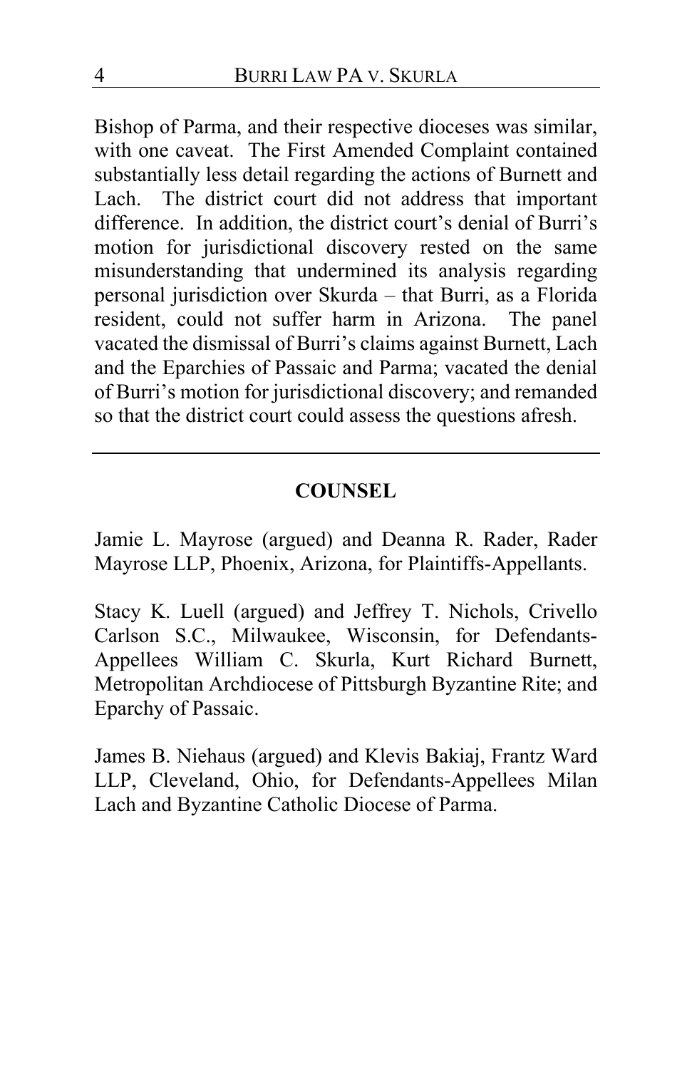Bishop of Parma, and their respective dioceses was similar, with one caveat. The First Amended Complaint contained substantially less detail regarding the actions of Burnett and Lach. The district court did not address that important difference. In addition, the district court's denial of Burri's motion for jurisdictional discovery rested on the same misunderstanding that undermined its analysis regarding personal jurisdiction over Skurda – that Burri, as a Florida resident, could not suffer harm in Arizona. The panel vacated the dismissal of Burri's claims against Burnett, Lach and the Eparchies of Passaic and Parma; vacated the denial of Burri's motion for jurisdictional discovery; and remanded so that the district court could assess the questions afresh.

---

## COUNSEL

Jamie L. Mayrose (argued) and Deanna R. Rader, Rader Mayrose LLP, Phoenix, Arizona, for Plaintiffs-Appellants.

Stacy K. Luell (argued) and Jeffrey T. Nichols, Crivello Carlson S.C., Milwaukee, Wisconsin, for Defendants-Appellees William C. Skurla, Kurt Richard Burnett, Metropolitan Archdiocese of Pittsburgh Byzantine Rite; and Eparchy of Passaic.

James B. Niehaus (argued) and Klevis Bakiaj, Frantz Ward LLP, Cleveland, Ohio, for Defendants-Appellees Milan Lach and Byzantine Catholic Diocese of Parma.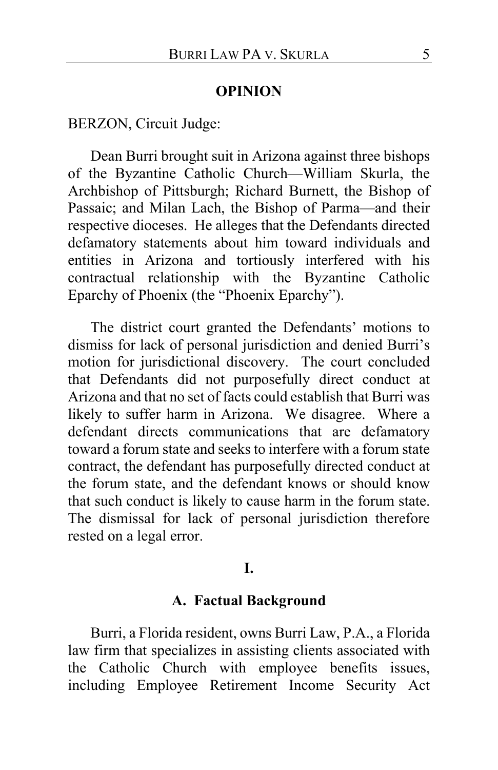**OPINION**

BERZON, Circuit Judge:

Dean Burri brought suit in Arizona against three bishops of the Byzantine Catholic Church—William Skurla, the Archbishop of Pittsburgh; Richard Burnett, the Bishop of Passaic; and Milan Lach, the Bishop of Parma—and their respective dioceses. He alleges that the Defendants directed defamatory statements about him toward individuals and entities in Arizona and tortiously interfered with his contractual relationship with the Byzantine Catholic Eparchy of Phoenix (the "Phoenix Eparchy").

The district court granted the Defendants' motions to dismiss for lack of personal jurisdiction and denied Burri's motion for jurisdictional discovery. The court concluded that Defendants did not purposefully direct conduct at Arizona and that no set of facts could establish that Burri was likely to suffer harm in Arizona. We disagree. Where a defendant directs communications that are defamatory toward a forum state and seeks to interfere with a forum state contract, the defendant has purposefully directed conduct at the forum state, and the defendant knows or should know that such conduct is likely to cause harm in the forum state. The dismissal for lack of personal jurisdiction therefore rested on a legal error.

## I.

### A. Factual Background

Burri, a Florida resident, owns Burri Law, P.A., a Florida law firm that specializes in assisting clients associated with the Catholic Church with employee benefits issues, including Employee Retirement Income Security Act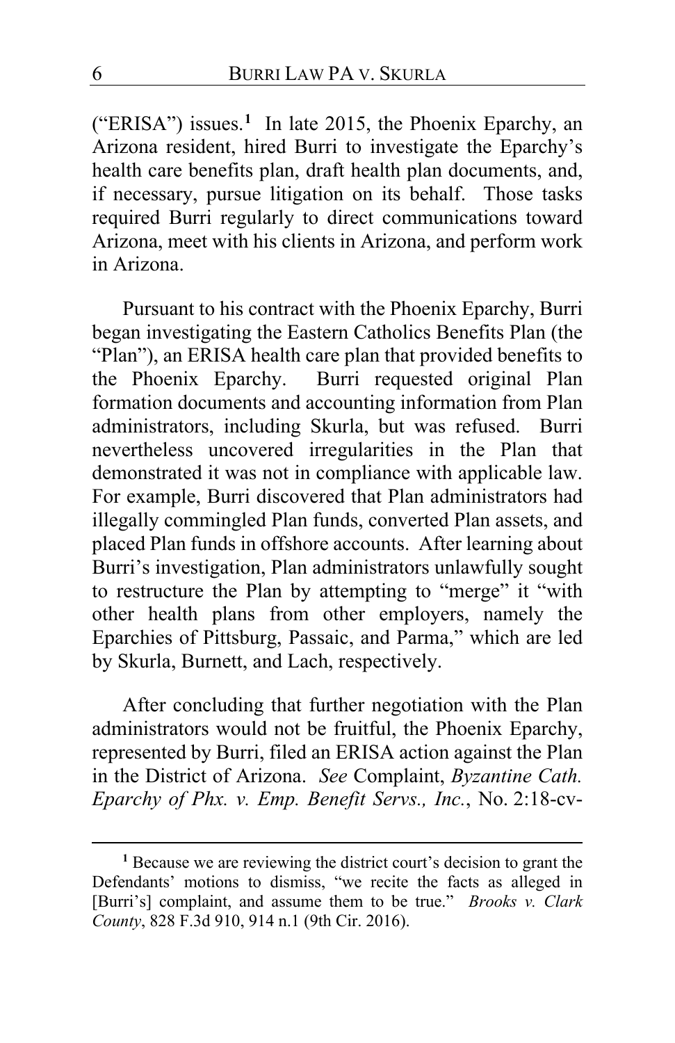("ERISA") issues.[1] In late 2015, the Phoenix Eparchy, an Arizona resident, hired Burri to investigate the Eparchy's health care benefits plan, draft health plan documents, and, if necessary, pursue litigation on its behalf. Those tasks required Burri regularly to direct communications toward Arizona, meet with his clients in Arizona, and perform work in Arizona.

Pursuant to his contract with the Phoenix Eparchy, Burri began investigating the Eastern Catholics Benefits Plan (the "Plan"), an ERISA health care plan that provided benefits to the Phoenix Eparchy. Burri requested original Plan formation documents and accounting information from Plan administrators, including Skurla, but was refused. Burri nevertheless uncovered irregularities in the Plan that demonstrated it was not in compliance with applicable law. For example, Burri discovered that Plan administrators had illegally commingled Plan funds, converted Plan assets, and placed Plan funds in offshore accounts. After learning about Burri's investigation, Plan administrators unlawfully sought to restructure the Plan by attempting to "merge" it "with other health plans from other employers, namely the Eparchies of Pittsburg, Passaic, and Parma," which are led by Skurla, Burnett, and Lach, respectively.

After concluding that further negotiation with the Plan administrators would not be fruitful, the Phoenix Eparchy, represented by Burri, filed an ERISA action against the Plan in the District of Arizona. *See* Complaint, *Byzantine Cath. Eparchy of Phx. v. Emp. Benefit Servs., Inc.*, No. 2:18-cv-

[1] Because we are reviewing the district court's decision to grant the Defendants' motions to dismiss, "we recite the facts as alleged in [Burri's] complaint, and assume them to be true." *Brooks v. Clark County*, 828 F.3d 910, 914 n.1 (9th Cir. 2016).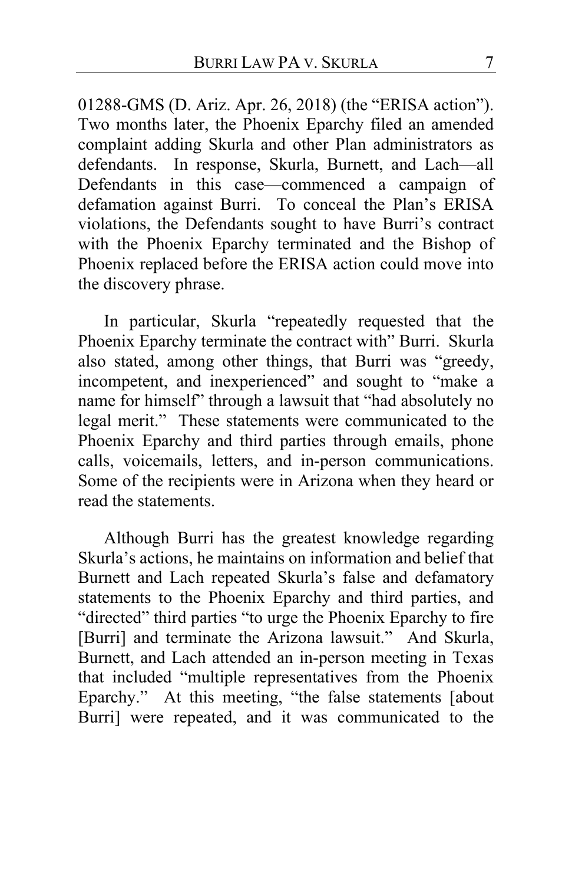01288-GMS (D. Ariz. Apr. 26, 2018) (the "ERISA action"). Two months later, the Phoenix Eparchy filed an amended complaint adding Skurla and other Plan administrators as defendants. In response, Skurla, Burnett, and Lach—all Defendants in this case—commenced a campaign of defamation against Burri. To conceal the Plan's ERISA violations, the Defendants sought to have Burri's contract with the Phoenix Eparchy terminated and the Bishop of Phoenix replaced before the ERISA action could move into the discovery phrase.

In particular, Skurla "repeatedly requested that the Phoenix Eparchy terminate the contract with" Burri. Skurla also stated, among other things, that Burri was "greedy, incompetent, and inexperienced" and sought to "make a name for himself" through a lawsuit that "had absolutely no legal merit." These statements were communicated to the Phoenix Eparchy and third parties through emails, phone calls, voicemails, letters, and in-person communications. Some of the recipients were in Arizona when they heard or read the statements.

Although Burri has the greatest knowledge regarding Skurla's actions, he maintains on information and belief that Burnett and Lach repeated Skurla's false and defamatory statements to the Phoenix Eparchy and third parties, and "directed" third parties "to urge the Phoenix Eparchy to fire [Burri] and terminate the Arizona lawsuit." And Skurla, Burnett, and Lach attended an in-person meeting in Texas that included "multiple representatives from the Phoenix Eparchy." At this meeting, "the false statements [about Burri] were repeated, and it was communicated to the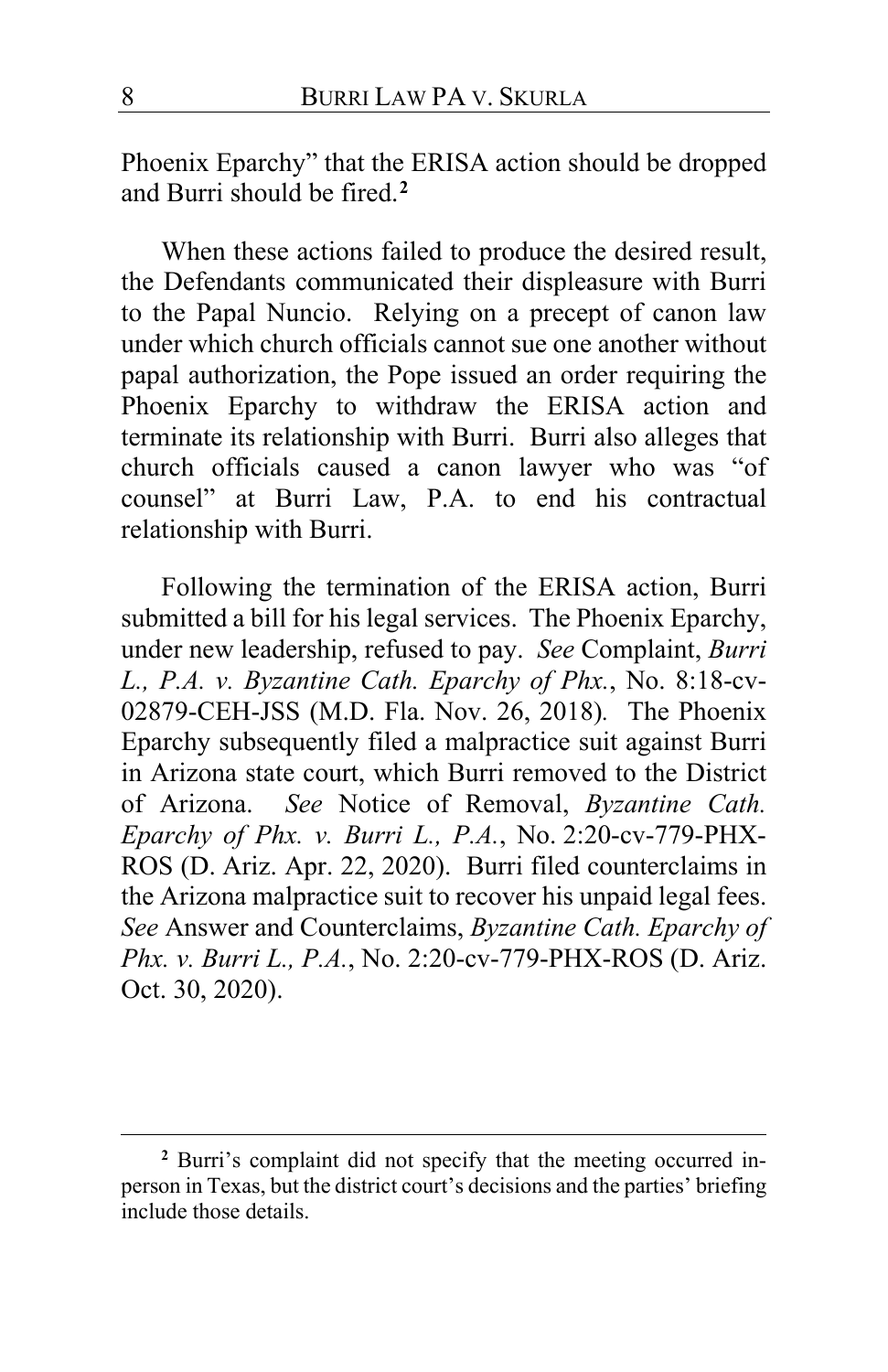Phoenix Eparchy" that the ERISA action should be dropped and Burri should be fired.[2]

When these actions failed to produce the desired result, the Defendants communicated their displeasure with Burri to the Papal Nuncio. Relying on a precept of canon law under which church officials cannot sue one another without papal authorization, the Pope issued an order requiring the Phoenix Eparchy to withdraw the ERISA action and terminate its relationship with Burri. Burri also alleges that church officials caused a canon lawyer who was "of counsel" at Burri Law, P.A. to end his contractual relationship with Burri.

Following the termination of the ERISA action, Burri submitted a bill for his legal services. The Phoenix Eparchy, under new leadership, refused to pay. *See* Complaint, *Burri L., P.A. v. Byzantine Cath. Eparchy of Phx.*, No. 8:18-cv-02879-CEH-JSS (M.D. Fla. Nov. 26, 2018). The Phoenix Eparchy subsequently filed a malpractice suit against Burri in Arizona state court, which Burri removed to the District of Arizona. *See* Notice of Removal, *Byzantine Cath. Eparchy of Phx. v. Burri L., P.A.*, No. 2:20-cv-779-PHX-ROS (D. Ariz. Apr. 22, 2020). Burri filed counterclaims in the Arizona malpractice suit to recover his unpaid legal fees. *See* Answer and Counterclaims, *Byzantine Cath. Eparchy of Phx. v. Burri L., P.A.*, No. 2:20-cv-779-PHX-ROS (D. Ariz. Oct. 30, 2020).

---

[2] Burri's complaint did not specify that the meeting occurred in-person in Texas, but the district court's decisions and the parties' briefing include those details.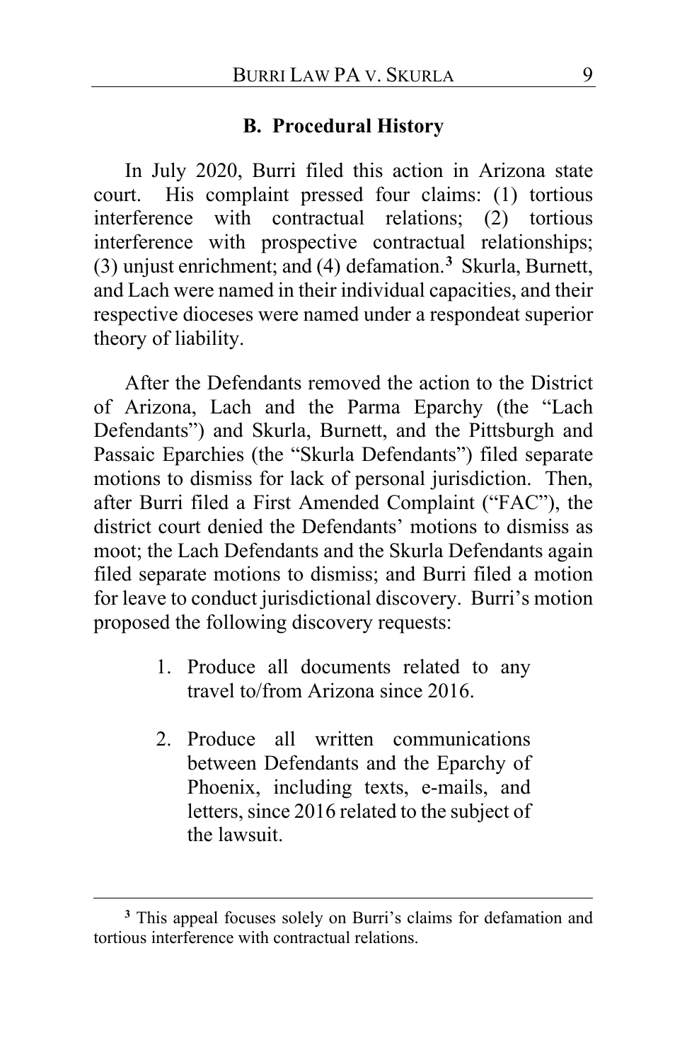### B. Procedural History

In July 2020, Burri filed this action in Arizona state court. His complaint pressed four claims: (1) tortious interference with contractual relations; (2) tortious interference with prospective contractual relationships; (3) unjust enrichment; and (4) defamation.[3] Skurla, Burnett, and Lach were named in their individual capacities, and their respective dioceses were named under a respondeat superior theory of liability.

After the Defendants removed the action to the District of Arizona, Lach and the Parma Eparchy (the "Lach Defendants") and Skurla, Burnett, and the Pittsburgh and Passaic Eparchies (the "Skurla Defendants") filed separate motions to dismiss for lack of personal jurisdiction. Then, after Burri filed a First Amended Complaint ("FAC"), the district court denied the Defendants' motions to dismiss as moot; the Lach Defendants and the Skurla Defendants again filed separate motions to dismiss; and Burri filed a motion for leave to conduct jurisdictional discovery. Burri's motion proposed the following discovery requests:

> 1. Produce all documents related to any travel to/from Arizona since 2016.
>
> 2. Produce all written communications between Defendants and the Eparchy of Phoenix, including texts, e-mails, and letters, since 2016 related to the subject of the lawsuit.

---

[3] This appeal focuses solely on Burri's claims for defamation and tortious interference with contractual relations.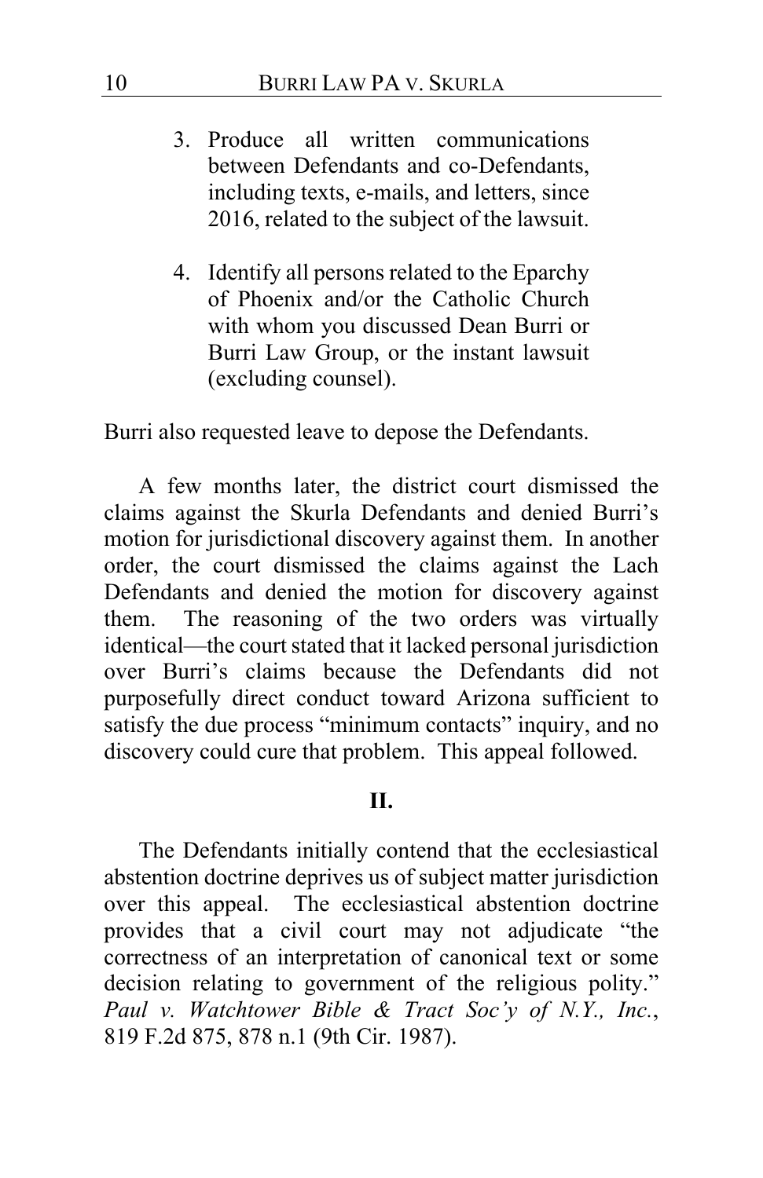3. Produce all written communications between Defendants and co-Defendants, including texts, e-mails, and letters, since 2016, related to the subject of the lawsuit.

4. Identify all persons related to the Eparchy of Phoenix and/or the Catholic Church with whom you discussed Dean Burri or Burri Law Group, or the instant lawsuit (excluding counsel).

Burri also requested leave to depose the Defendants.

A few months later, the district court dismissed the claims against the Skurla Defendants and denied Burri's motion for jurisdictional discovery against them. In another order, the court dismissed the claims against the Lach Defendants and denied the motion for discovery against them. The reasoning of the two orders was virtually identical—the court stated that it lacked personal jurisdiction over Burri's claims because the Defendants did not purposefully direct conduct toward Arizona sufficient to satisfy the due process "minimum contacts" inquiry, and no discovery could cure that problem. This appeal followed.

## II.

The Defendants initially contend that the ecclesiastical abstention doctrine deprives us of subject matter jurisdiction over this appeal. The ecclesiastical abstention doctrine provides that a civil court may not adjudicate "the correctness of an interpretation of canonical text or some decision relating to government of the religious polity." *Paul v. Watchtower Bible & Tract Soc'y of N.Y., Inc.*, 819 F.2d 875, 878 n.1 (9th Cir. 1987).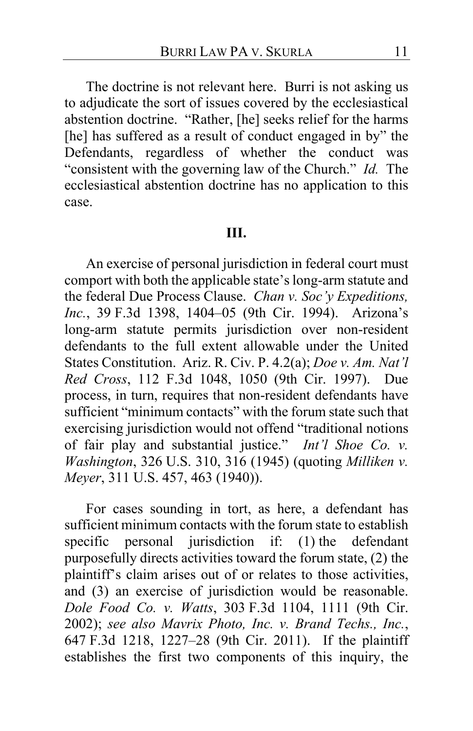The doctrine is not relevant here. Burri is not asking us to adjudicate the sort of issues covered by the ecclesiastical abstention doctrine. "Rather, [he] seeks relief for the harms [he] has suffered as a result of conduct engaged in by" the Defendants, regardless of whether the conduct was "consistent with the governing law of the Church." *Id.* The ecclesiastical abstention doctrine has no application to this case.

## III.

An exercise of personal jurisdiction in federal court must comport with both the applicable state's long-arm statute and the federal Due Process Clause. *Chan v. Soc'y Expeditions, Inc.*, 39 F.3d 1398, 1404–05 (9th Cir. 1994). Arizona's long-arm statute permits jurisdiction over non-resident defendants to the full extent allowable under the United States Constitution. Ariz. R. Civ. P. 4.2(a); *Doe v. Am. Nat'l Red Cross*, 112 F.3d 1048, 1050 (9th Cir. 1997). Due process, in turn, requires that non-resident defendants have sufficient "minimum contacts" with the forum state such that exercising jurisdiction would not offend "traditional notions of fair play and substantial justice." *Int'l Shoe Co. v. Washington*, 326 U.S. 310, 316 (1945) (quoting *Milliken v. Meyer*, 311 U.S. 457, 463 (1940)).

For cases sounding in tort, as here, a defendant has sufficient minimum contacts with the forum state to establish specific personal jurisdiction if: (1) the defendant purposefully directs activities toward the forum state, (2) the plaintiff's claim arises out of or relates to those activities, and (3) an exercise of jurisdiction would be reasonable. *Dole Food Co. v. Watts*, 303 F.3d 1104, 1111 (9th Cir. 2002); *see also Mavrix Photo, Inc. v. Brand Techs., Inc.*, 647 F.3d 1218, 1227–28 (9th Cir. 2011). If the plaintiff establishes the first two components of this inquiry, the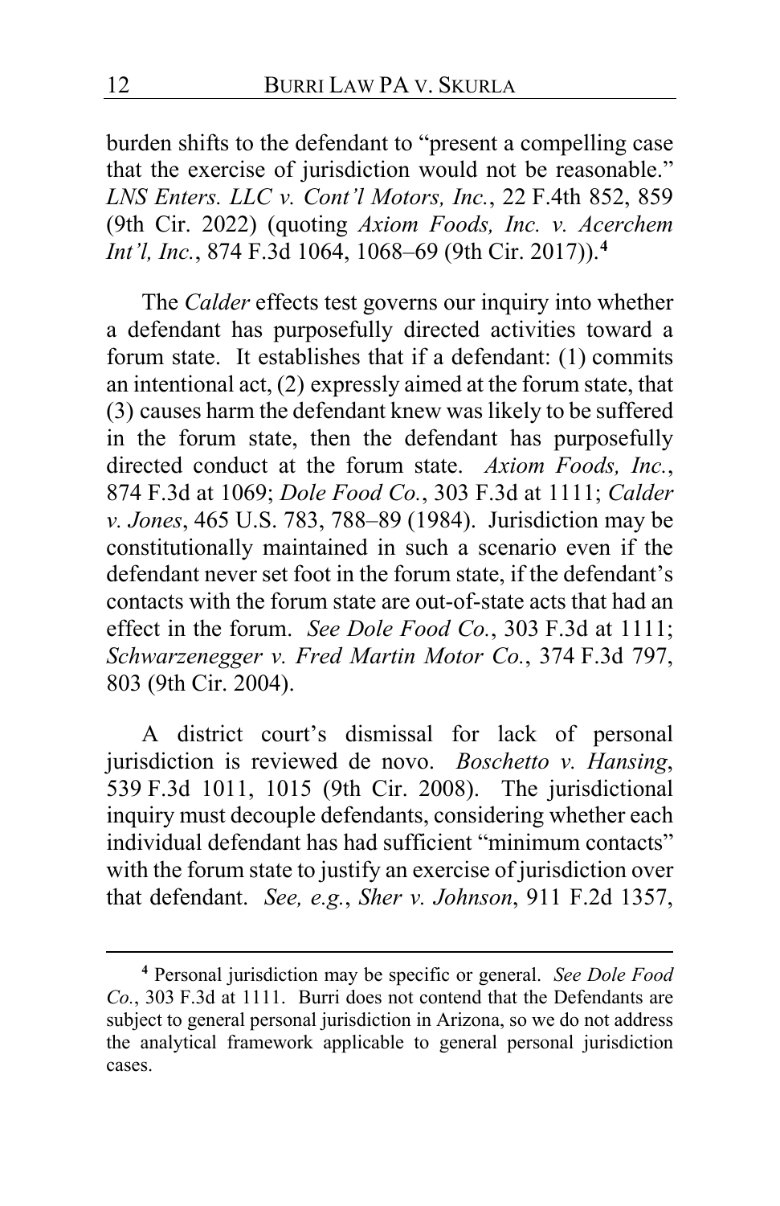burden shifts to the defendant to "present a compelling case that the exercise of jurisdiction would not be reasonable." *LNS Enters. LLC v. Cont'l Motors, Inc.*, 22 F.4th 852, 859 (9th Cir. 2022) (quoting *Axiom Foods, Inc. v. Acerchem Int'l, Inc.*, 874 F.3d 1064, 1068–69 (9th Cir. 2017)).[4]

The *Calder* effects test governs our inquiry into whether a defendant has purposefully directed activities toward a forum state. It establishes that if a defendant: (1) commits an intentional act, (2) expressly aimed at the forum state, that (3) causes harm the defendant knew was likely to be suffered in the forum state, then the defendant has purposefully directed conduct at the forum state. *Axiom Foods, Inc.*, 874 F.3d at 1069; *Dole Food Co.*, 303 F.3d at 1111; *Calder v. Jones*, 465 U.S. 783, 788–89 (1984). Jurisdiction may be constitutionally maintained in such a scenario even if the defendant never set foot in the forum state, if the defendant's contacts with the forum state are out-of-state acts that had an effect in the forum. *See Dole Food Co.*, 303 F.3d at 1111; *Schwarzenegger v. Fred Martin Motor Co.*, 374 F.3d 797, 803 (9th Cir. 2004).

A district court's dismissal for lack of personal jurisdiction is reviewed de novo. *Boschetto v. Hansing*, 539 F.3d 1011, 1015 (9th Cir. 2008). The jurisdictional inquiry must decouple defendants, considering whether each individual defendant has had sufficient "minimum contacts" with the forum state to justify an exercise of jurisdiction over that defendant. *See, e.g.*, *Sher v. Johnson*, 911 F.2d 1357,

[4] Personal jurisdiction may be specific or general. *See Dole Food Co.*, 303 F.3d at 1111. Burri does not contend that the Defendants are subject to general personal jurisdiction in Arizona, so we do not address the analytical framework applicable to general personal jurisdiction cases.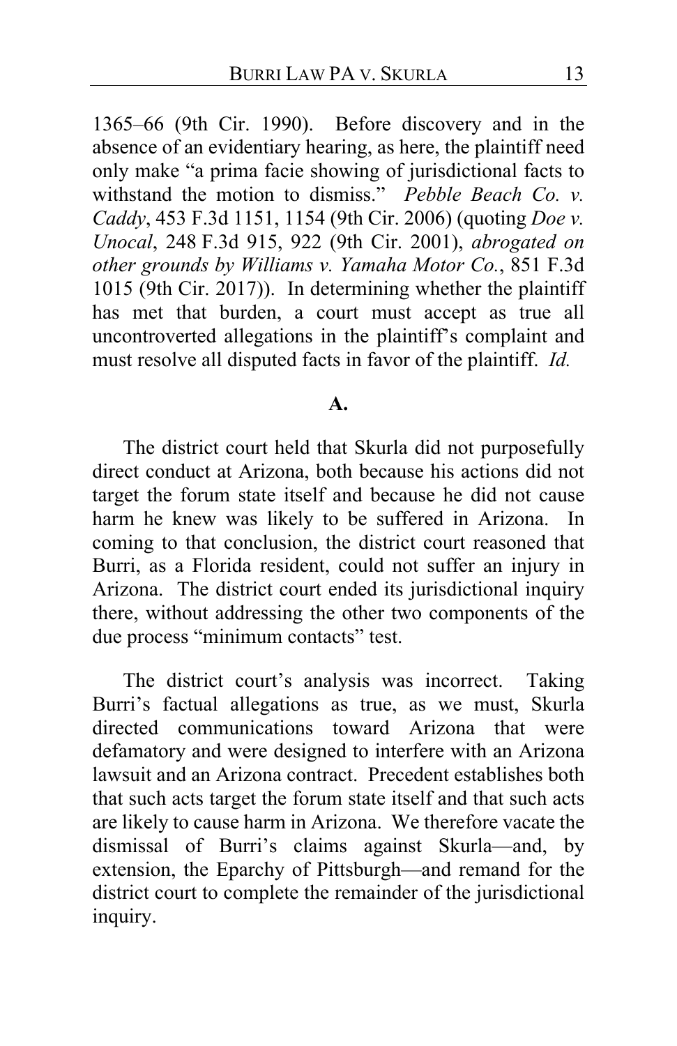1365–66 (9th Cir. 1990). Before discovery and in the absence of an evidentiary hearing, as here, the plaintiff need only make "a prima facie showing of jurisdictional facts to withstand the motion to dismiss." *Pebble Beach Co. v. Caddy*, 453 F.3d 1151, 1154 (9th Cir. 2006) (quoting *Doe v. Unocal*, 248 F.3d 915, 922 (9th Cir. 2001), *abrogated on other grounds by Williams v. Yamaha Motor Co.*, 851 F.3d 1015 (9th Cir. 2017)). In determining whether the plaintiff has met that burden, a court must accept as true all uncontroverted allegations in the plaintiff's complaint and must resolve all disputed facts in favor of the plaintiff. *Id.*

**A.**

The district court held that Skurla did not purposefully direct conduct at Arizona, both because his actions did not target the forum state itself and because he did not cause harm he knew was likely to be suffered in Arizona. In coming to that conclusion, the district court reasoned that Burri, as a Florida resident, could not suffer an injury in Arizona. The district court ended its jurisdictional inquiry there, without addressing the other two components of the due process "minimum contacts" test.

The district court's analysis was incorrect. Taking Burri's factual allegations as true, as we must, Skurla directed communications toward Arizona that were defamatory and were designed to interfere with an Arizona lawsuit and an Arizona contract. Precedent establishes both that such acts target the forum state itself and that such acts are likely to cause harm in Arizona. We therefore vacate the dismissal of Burri's claims against Skurla—and, by extension, the Eparchy of Pittsburgh—and remand for the district court to complete the remainder of the jurisdictional inquiry.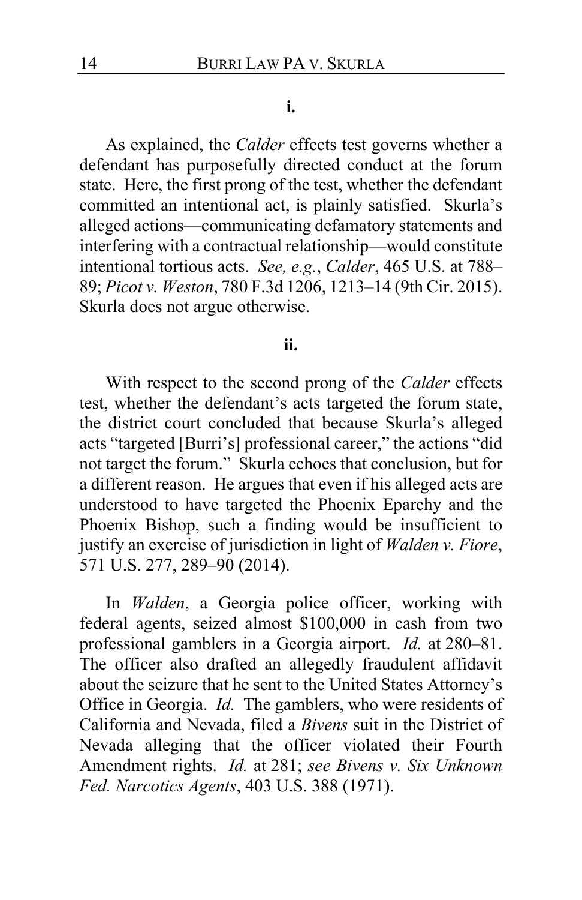**i.**

As explained, the *Calder* effects test governs whether a defendant has purposefully directed conduct at the forum state. Here, the first prong of the test, whether the defendant committed an intentional act, is plainly satisfied. Skurla's alleged actions—communicating defamatory statements and interfering with a contractual relationship—would constitute intentional tortious acts. *See, e.g.*, *Calder*, 465 U.S. at 788–89; *Picot v. Weston*, 780 F.3d 1206, 1213–14 (9th Cir. 2015). Skurla does not argue otherwise.

**ii.**

With respect to the second prong of the *Calder* effects test, whether the defendant's acts targeted the forum state, the district court concluded that because Skurla's alleged acts "targeted [Burri's] professional career," the actions "did not target the forum." Skurla echoes that conclusion, but for a different reason. He argues that even if his alleged acts are understood to have targeted the Phoenix Eparchy and the Phoenix Bishop, such a finding would be insufficient to justify an exercise of jurisdiction in light of *Walden v. Fiore*, 571 U.S. 277, 289–90 (2014).

In *Walden*, a Georgia police officer, working with federal agents, seized almost $100,000 in cash from two professional gamblers in a Georgia airport. *Id.* at 280–81. The officer also drafted an allegedly fraudulent affidavit about the seizure that he sent to the United States Attorney's Office in Georgia. *Id.* The gamblers, who were residents of California and Nevada, filed a *Bivens* suit in the District of Nevada alleging that the officer violated their Fourth Amendment rights. *Id.* at 281; *see Bivens v. Six Unknown Fed. Narcotics Agents*, 403 U.S. 388 (1971).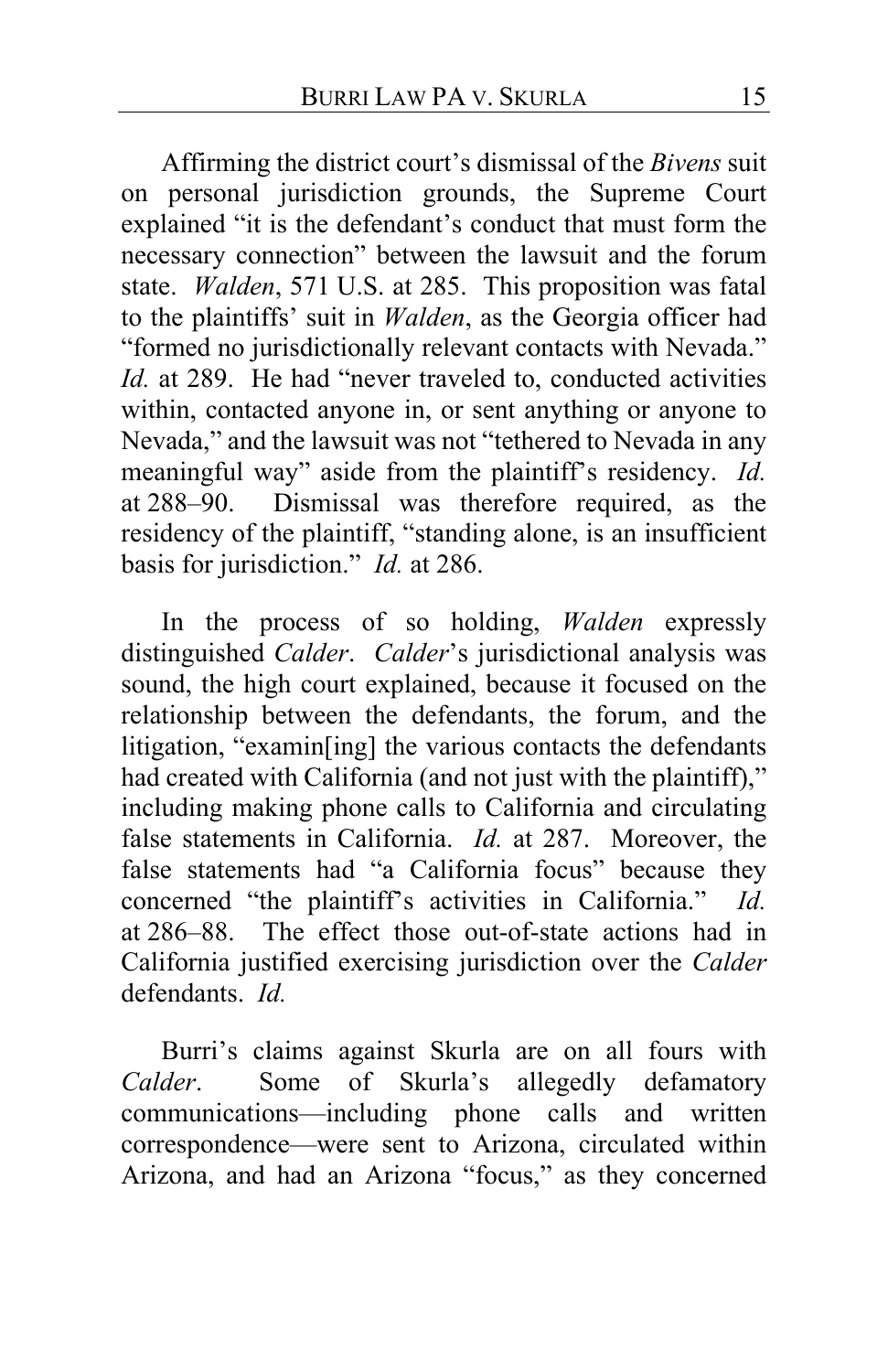Affirming the district court's dismissal of the *Bivens* suit on personal jurisdiction grounds, the Supreme Court explained "it is the defendant's conduct that must form the necessary connection" between the lawsuit and the forum state. *Walden*, 571 U.S. at 285. This proposition was fatal to the plaintiffs' suit in *Walden*, as the Georgia officer had "formed no jurisdictionally relevant contacts with Nevada." *Id.* at 289. He had "never traveled to, conducted activities within, contacted anyone in, or sent anything or anyone to Nevada," and the lawsuit was not "tethered to Nevada in any meaningful way" aside from the plaintiff's residency. *Id.* at 288–90. Dismissal was therefore required, as the residency of the plaintiff, "standing alone, is an insufficient basis for jurisdiction." *Id.* at 286.

In the process of so holding, *Walden* expressly distinguished *Calder*. *Calder*'s jurisdictional analysis was sound, the high court explained, because it focused on the relationship between the defendants, the forum, and the litigation, "examin[ing] the various contacts the defendants had created with California (and not just with the plaintiff)," including making phone calls to California and circulating false statements in California. *Id.* at 287. Moreover, the false statements had "a California focus" because they concerned "the plaintiff's activities in California." *Id.* at 286–88. The effect those out-of-state actions had in California justified exercising jurisdiction over the *Calder* defendants. *Id.*

Burri's claims against Skurla are on all fours with *Calder*. Some of Skurla's allegedly defamatory communications—including phone calls and written correspondence—were sent to Arizona, circulated within Arizona, and had an Arizona "focus," as they concerned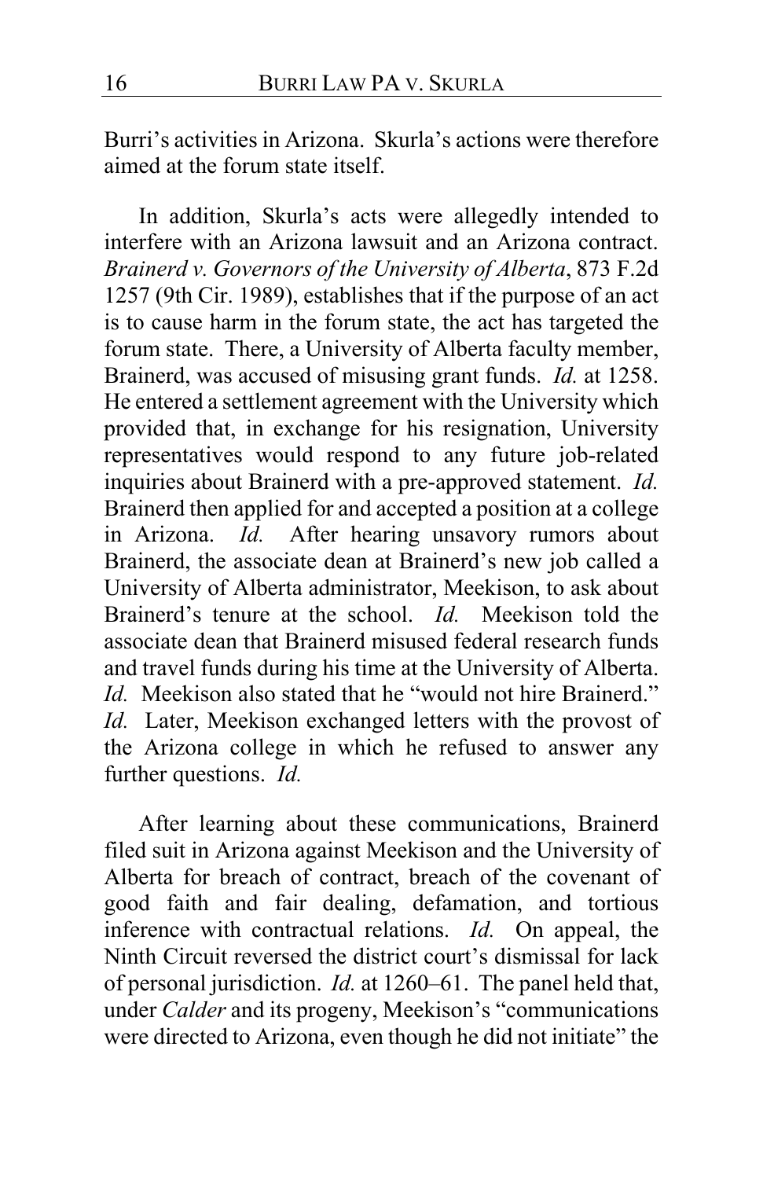Burri's activities in Arizona. Skurla's actions were therefore aimed at the forum state itself.

In addition, Skurla's acts were allegedly intended to interfere with an Arizona lawsuit and an Arizona contract. *Brainerd v. Governors of the University of Alberta*, 873 F.2d 1257 (9th Cir. 1989), establishes that if the purpose of an act is to cause harm in the forum state, the act has targeted the forum state. There, a University of Alberta faculty member, Brainerd, was accused of misusing grant funds. *Id.* at 1258. He entered a settlement agreement with the University which provided that, in exchange for his resignation, University representatives would respond to any future job-related inquiries about Brainerd with a pre-approved statement. *Id.* Brainerd then applied for and accepted a position at a college in Arizona. *Id.* After hearing unsavory rumors about Brainerd, the associate dean at Brainerd's new job called a University of Alberta administrator, Meekison, to ask about Brainerd's tenure at the school. *Id.* Meekison told the associate dean that Brainerd misused federal research funds and travel funds during his time at the University of Alberta. *Id.* Meekison also stated that he "would not hire Brainerd." *Id.* Later, Meekison exchanged letters with the provost of the Arizona college in which he refused to answer any further questions. *Id.*

After learning about these communications, Brainerd filed suit in Arizona against Meekison and the University of Alberta for breach of contract, breach of the covenant of good faith and fair dealing, defamation, and tortious inference with contractual relations. *Id.* On appeal, the Ninth Circuit reversed the district court's dismissal for lack of personal jurisdiction. *Id.* at 1260–61. The panel held that, under *Calder* and its progeny, Meekison's "communications were directed to Arizona, even though he did not initiate" the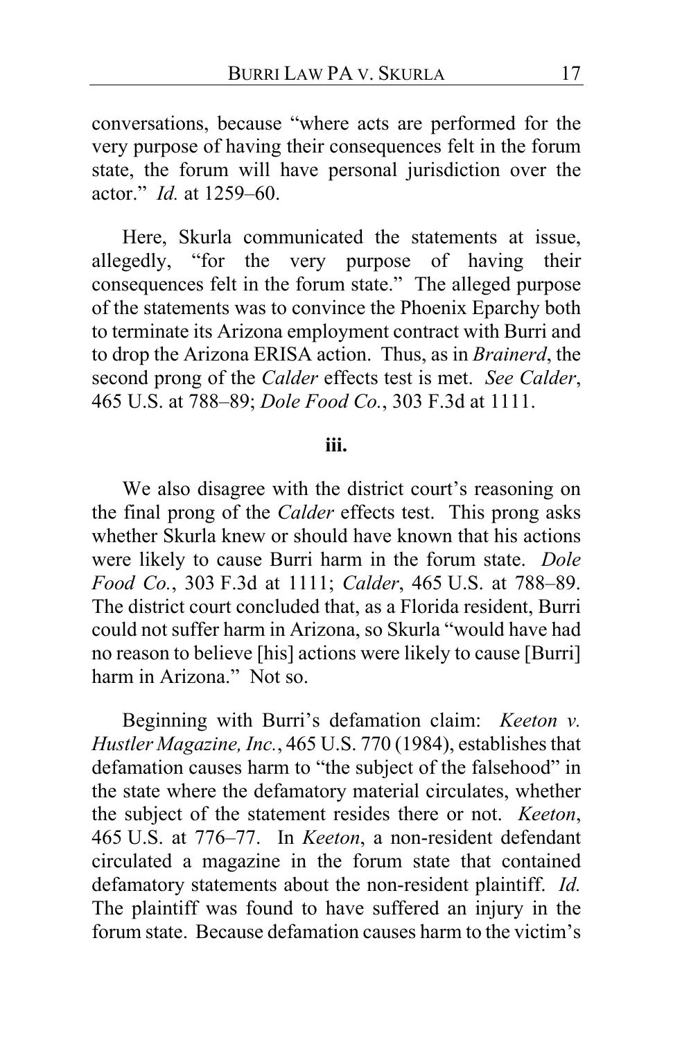conversations, because "where acts are performed for the very purpose of having their consequences felt in the forum state, the forum will have personal jurisdiction over the actor." *Id.* at 1259–60.

Here, Skurla communicated the statements at issue, allegedly, "for the very purpose of having their consequences felt in the forum state." The alleged purpose of the statements was to convince the Phoenix Eparchy both to terminate its Arizona employment contract with Burri and to drop the Arizona ERISA action. Thus, as in *Brainerd*, the second prong of the *Calder* effects test is met. *See Calder*, 465 U.S. at 788–89; *Dole Food Co.*, 303 F.3d at 1111.

**iii.**

We also disagree with the district court's reasoning on the final prong of the *Calder* effects test. This prong asks whether Skurla knew or should have known that his actions were likely to cause Burri harm in the forum state. *Dole Food Co.*, 303 F.3d at 1111; *Calder*, 465 U.S. at 788–89. The district court concluded that, as a Florida resident, Burri could not suffer harm in Arizona, so Skurla "would have had no reason to believe [his] actions were likely to cause [Burri] harm in Arizona." Not so.

Beginning with Burri's defamation claim: *Keeton v. Hustler Magazine, Inc.*, 465 U.S. 770 (1984), establishes that defamation causes harm to "the subject of the falsehood" in the state where the defamatory material circulates, whether the subject of the statement resides there or not. *Keeton*, 465 U.S. at 776–77. In *Keeton*, a non-resident defendant circulated a magazine in the forum state that contained defamatory statements about the non-resident plaintiff. *Id.* The plaintiff was found to have suffered an injury in the forum state. Because defamation causes harm to the victim's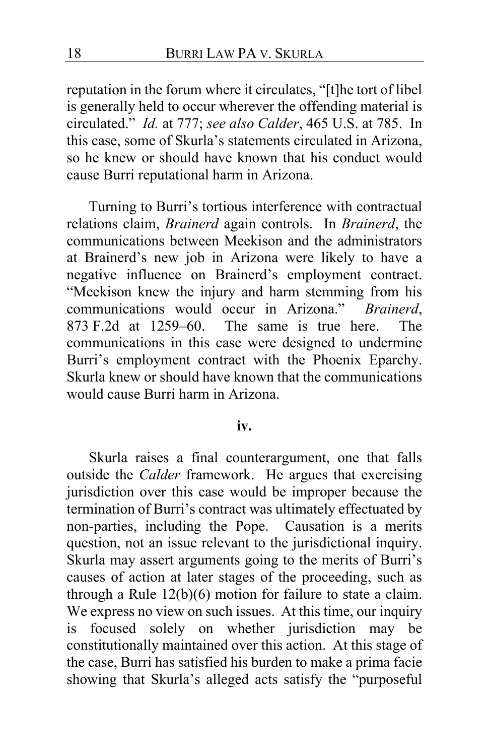reputation in the forum where it circulates, "[t]he tort of libel is generally held to occur wherever the offending material is circulated." *Id.* at 777; *see also Calder*, 465 U.S. at 785. In this case, some of Skurla's statements circulated in Arizona, so he knew or should have known that his conduct would cause Burri reputational harm in Arizona.

Turning to Burri's tortious interference with contractual relations claim, *Brainerd* again controls. In *Brainerd*, the communications between Meekison and the administrators at Brainerd's new job in Arizona were likely to have a negative influence on Brainerd's employment contract. "Meekison knew the injury and harm stemming from his communications would occur in Arizona." *Brainerd*, 873 F.2d at 1259–60. The same is true here. The communications in this case were designed to undermine Burri's employment contract with the Phoenix Eparchy. Skurla knew or should have known that the communications would cause Burri harm in Arizona.

**iv.**

Skurla raises a final counterargument, one that falls outside the *Calder* framework. He argues that exercising jurisdiction over this case would be improper because the termination of Burri's contract was ultimately effectuated by non-parties, including the Pope. Causation is a merits question, not an issue relevant to the jurisdictional inquiry. Skurla may assert arguments going to the merits of Burri's causes of action at later stages of the proceeding, such as through a Rule 12(b)(6) motion for failure to state a claim. We express no view on such issues. At this time, our inquiry is focused solely on whether jurisdiction may be constitutionally maintained over this action. At this stage of the case, Burri has satisfied his burden to make a prima facie showing that Skurla's alleged acts satisfy the "purposeful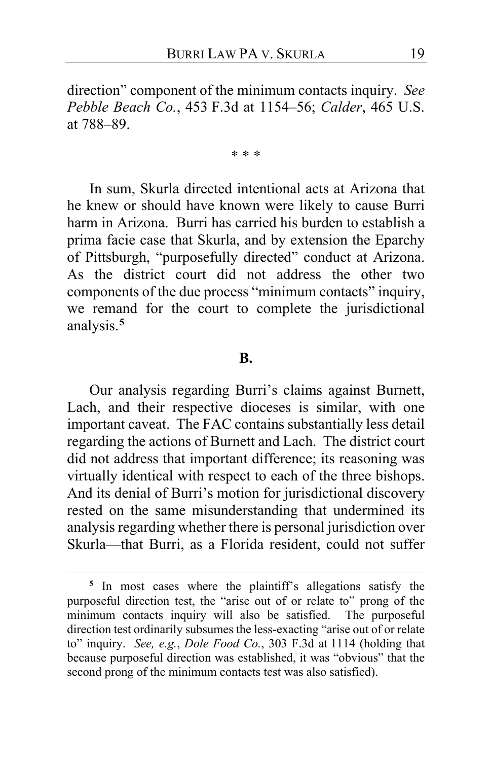direction" component of the minimum contacts inquiry. *See Pebble Beach Co.*, 453 F.3d at 1154–56; *Calder*, 465 U.S. at 788–89.

\* \* \*

In sum, Skurla directed intentional acts at Arizona that he knew or should have known were likely to cause Burri harm in Arizona. Burri has carried his burden to establish a prima facie case that Skurla, and by extension the Eparchy of Pittsburgh, "purposefully directed" conduct at Arizona. As the district court did not address the other two components of the due process "minimum contacts" inquiry, we remand for the court to complete the jurisdictional analysis.[5]

**B.**

Our analysis regarding Burri's claims against Burnett, Lach, and their respective dioceses is similar, with one important caveat. The FAC contains substantially less detail regarding the actions of Burnett and Lach. The district court did not address that important difference; its reasoning was virtually identical with respect to each of the three bishops. And its denial of Burri's motion for jurisdictional discovery rested on the same misunderstanding that undermined its analysis regarding whether there is personal jurisdiction over Skurla—that Burri, as a Florida resident, could not suffer

---

[5] In most cases where the plaintiff's allegations satisfy the purposeful direction test, the "arise out of or relate to" prong of the minimum contacts inquiry will also be satisfied. The purposeful direction test ordinarily subsumes the less-exacting "arise out of or relate to" inquiry. *See, e.g.*, *Dole Food Co.*, 303 F.3d at 1114 (holding that because purposeful direction was established, it was "obvious" that the second prong of the minimum contacts test was also satisfied).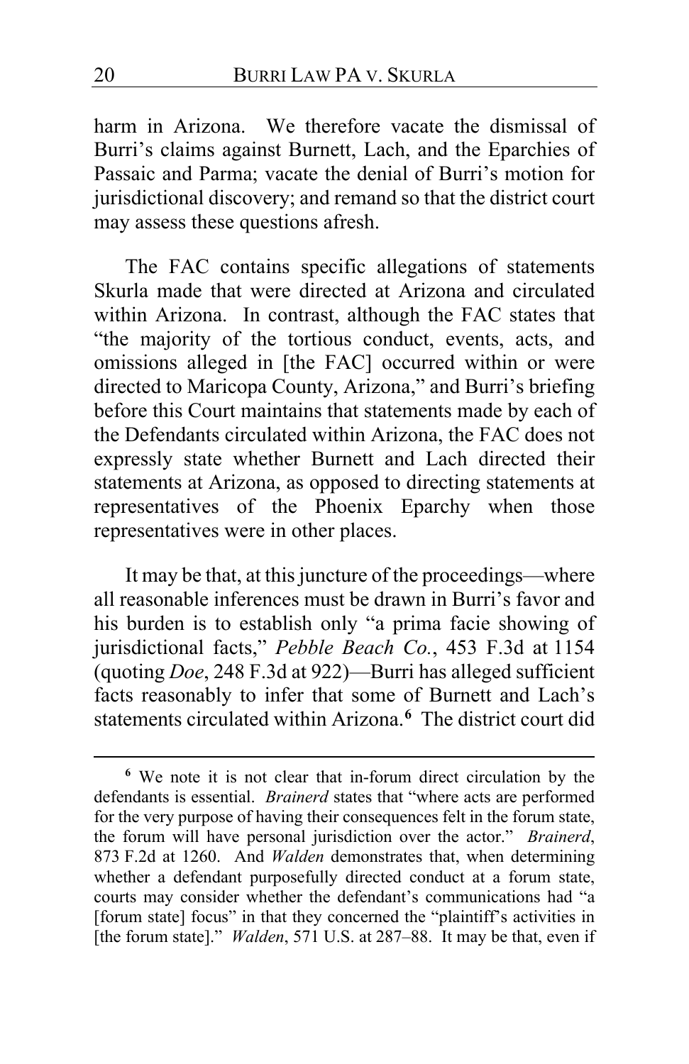harm in Arizona. We therefore vacate the dismissal of Burri's claims against Burnett, Lach, and the Eparchies of Passaic and Parma; vacate the denial of Burri's motion for jurisdictional discovery; and remand so that the district court may assess these questions afresh.

The FAC contains specific allegations of statements Skurla made that were directed at Arizona and circulated within Arizona. In contrast, although the FAC states that "the majority of the tortious conduct, events, acts, and omissions alleged in [the FAC] occurred within or were directed to Maricopa County, Arizona," and Burri's briefing before this Court maintains that statements made by each of the Defendants circulated within Arizona, the FAC does not expressly state whether Burnett and Lach directed their statements at Arizona, as opposed to directing statements at representatives of the Phoenix Eparchy when those representatives were in other places.

It may be that, at this juncture of the proceedings—where all reasonable inferences must be drawn in Burri's favor and his burden is to establish only "a prima facie showing of jurisdictional facts," *Pebble Beach Co.*, 453 F.3d at 1154 (quoting *Doe*, 248 F.3d at 922)—Burri has alleged sufficient facts reasonably to infer that some of Burnett and Lach's statements circulated within Arizona.[6] The district court did

---

[6] We note it is not clear that in-forum direct circulation by the defendants is essential. *Brainerd* states that "where acts are performed for the very purpose of having their consequences felt in the forum state, the forum will have personal jurisdiction over the actor." *Brainerd*, 873 F.2d at 1260. And *Walden* demonstrates that, when determining whether a defendant purposefully directed conduct at a forum state, courts may consider whether the defendant's communications had "a [forum state] focus" in that they concerned the "plaintiff's activities in [the forum state]." *Walden*, 571 U.S. at 287–88. It may be that, even if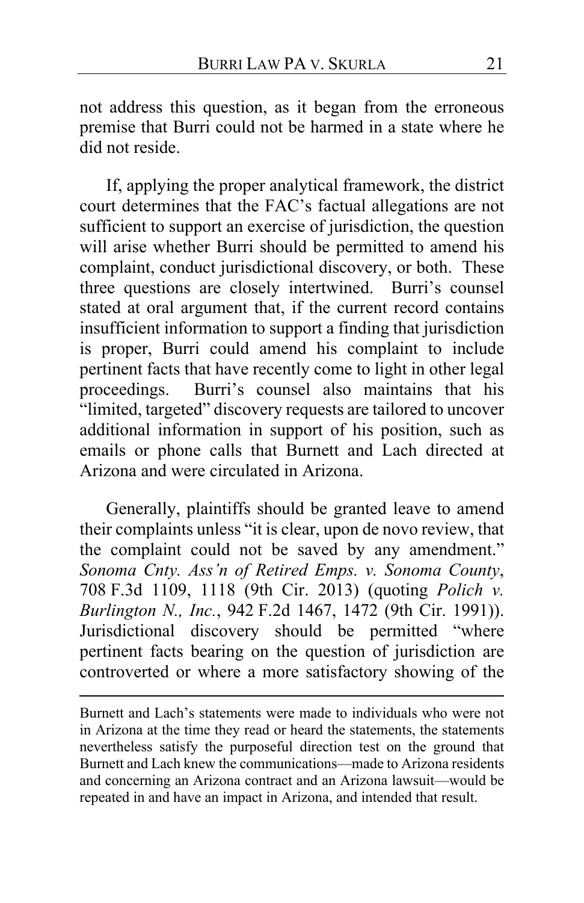not address this question, as it began from the erroneous premise that Burri could not be harmed in a state where he did not reside.

If, applying the proper analytical framework, the district court determines that the FAC's factual allegations are not sufficient to support an exercise of jurisdiction, the question will arise whether Burri should be permitted to amend his complaint, conduct jurisdictional discovery, or both. These three questions are closely intertwined. Burri's counsel stated at oral argument that, if the current record contains insufficient information to support a finding that jurisdiction is proper, Burri could amend his complaint to include pertinent facts that have recently come to light in other legal proceedings. Burri's counsel also maintains that his "limited, targeted" discovery requests are tailored to uncover additional information in support of his position, such as emails or phone calls that Burnett and Lach directed at Arizona and were circulated in Arizona.

Generally, plaintiffs should be granted leave to amend their complaints unless "it is clear, upon de novo review, that the complaint could not be saved by any amendment." *Sonoma Cnty. Ass'n of Retired Emps. v. Sonoma County*, 708 F.3d 1109, 1118 (9th Cir. 2013) (quoting *Polich v. Burlington N., Inc.*, 942 F.2d 1467, 1472 (9th Cir. 1991)). Jurisdictional discovery should be permitted "where pertinent facts bearing on the question of jurisdiction are controverted or where a more satisfactory showing of the

---

Burnett and Lach's statements were made to individuals who were not in Arizona at the time they read or heard the statements, the statements nevertheless satisfy the purposeful direction test on the ground that Burnett and Lach knew the communications—made to Arizona residents and concerning an Arizona contract and an Arizona lawsuit—would be repeated in and have an impact in Arizona, and intended that result.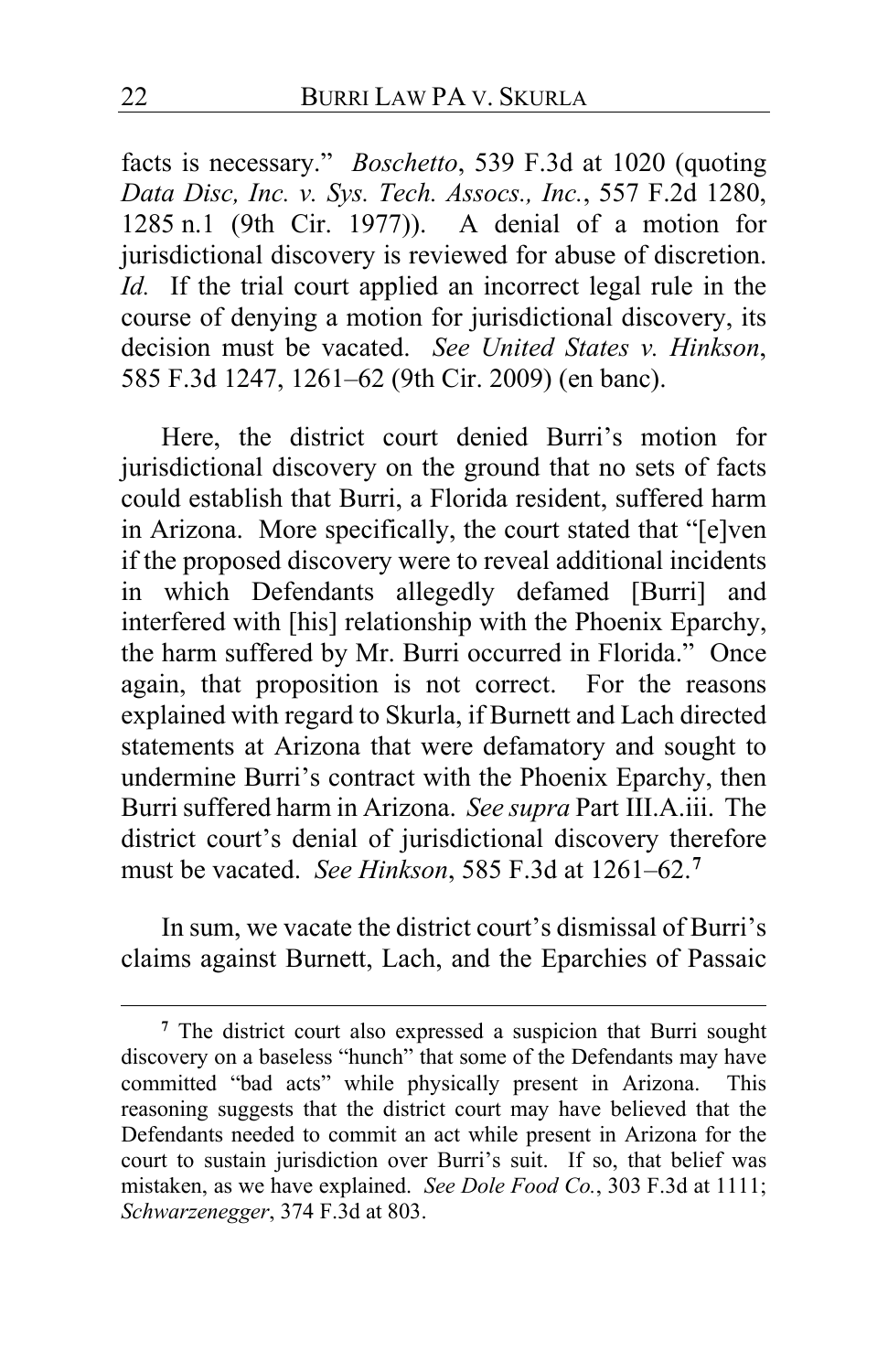facts is necessary." *Boschetto*, 539 F.3d at 1020 (quoting *Data Disc, Inc. v. Sys. Tech. Assocs., Inc.*, 557 F.2d 1280, 1285 n.1 (9th Cir. 1977)). A denial of a motion for jurisdictional discovery is reviewed for abuse of discretion. *Id.* If the trial court applied an incorrect legal rule in the course of denying a motion for jurisdictional discovery, its decision must be vacated. *See United States v. Hinkson*, 585 F.3d 1247, 1261–62 (9th Cir. 2009) (en banc).

Here, the district court denied Burri's motion for jurisdictional discovery on the ground that no sets of facts could establish that Burri, a Florida resident, suffered harm in Arizona. More specifically, the court stated that "[e]ven if the proposed discovery were to reveal additional incidents in which Defendants allegedly defamed [Burri] and interfered with [his] relationship with the Phoenix Eparchy, the harm suffered by Mr. Burri occurred in Florida." Once again, that proposition is not correct. For the reasons explained with regard to Skurla, if Burnett and Lach directed statements at Arizona that were defamatory and sought to undermine Burri's contract with the Phoenix Eparchy, then Burri suffered harm in Arizona. *See supra* Part III.A.iii. The district court's denial of jurisdictional discovery therefore must be vacated. *See Hinkson*, 585 F.3d at 1261–62.[7]

In sum, we vacate the district court's dismissal of Burri's claims against Burnett, Lach, and the Eparchies of Passaic

[7] The district court also expressed a suspicion that Burri sought discovery on a baseless "hunch" that some of the Defendants may have committed "bad acts" while physically present in Arizona. This reasoning suggests that the district court may have believed that the Defendants needed to commit an act while present in Arizona for the court to sustain jurisdiction over Burri's suit. If so, that belief was mistaken, as we have explained. *See Dole Food Co.*, 303 F.3d at 1111; *Schwarzenegger*, 374 F.3d at 803.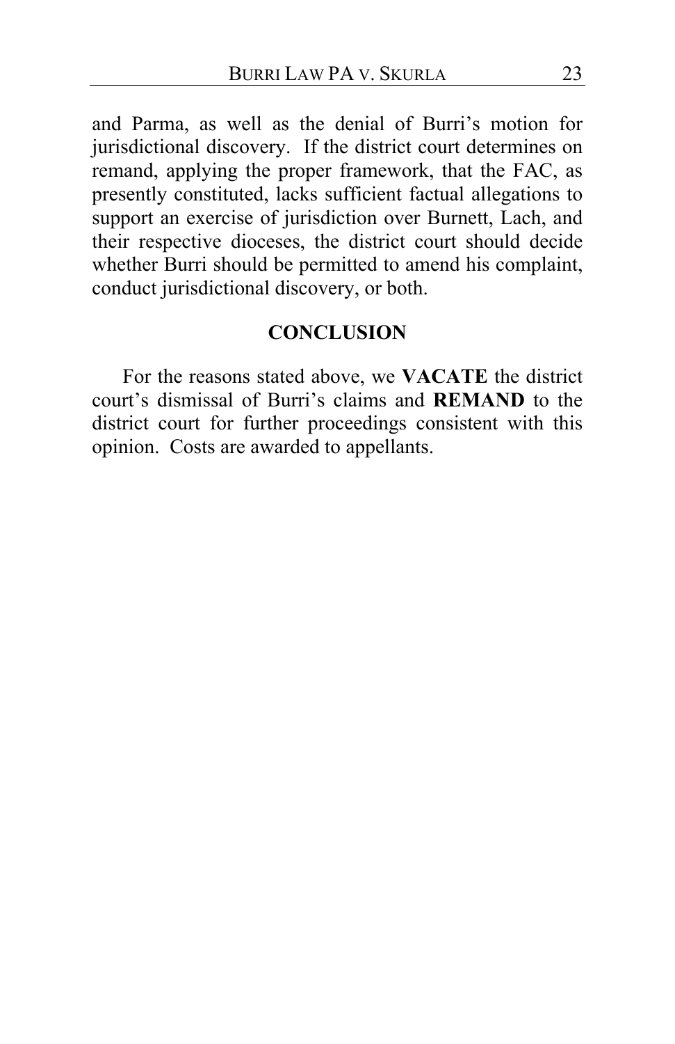and Parma, as well as the denial of Burri's motion for jurisdictional discovery. If the district court determines on remand, applying the proper framework, that the FAC, as presently constituted, lacks sufficient factual allegations to support an exercise of jurisdiction over Burnett, Lach, and their respective dioceses, the district court should decide whether Burri should be permitted to amend his complaint, conduct jurisdictional discovery, or both.

## CONCLUSION

For the reasons stated above, we **VACATE** the district court's dismissal of Burri's claims and **REMAND** to the district court for further proceedings consistent with this opinion. Costs are awarded to appellants.